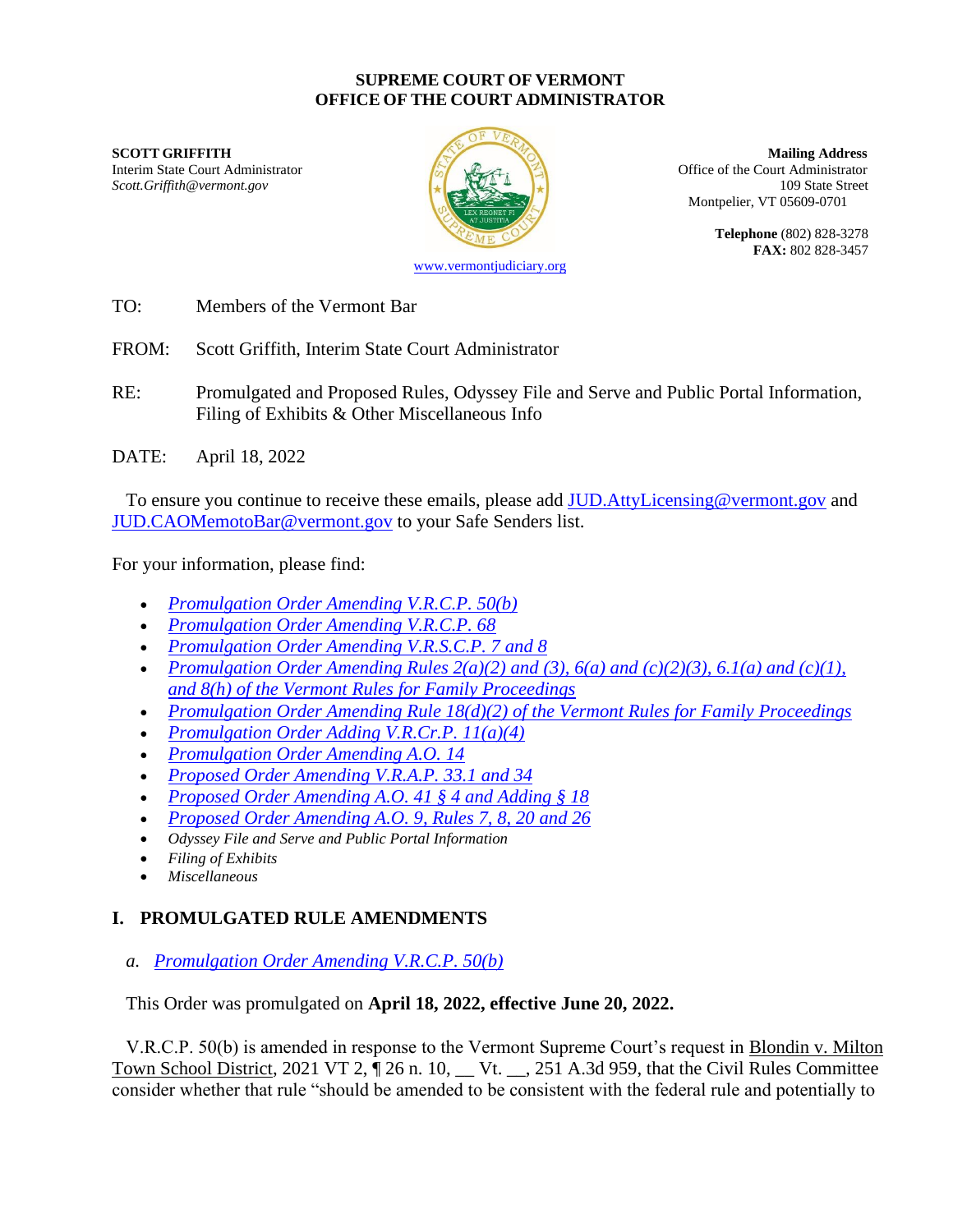**SUPREME COURT OF VERMONT**
**OFFICE OF THE COURT ADMINISTRATOR**

**SCOTT GRIFFITH**
Interim State Court Administrator
*Scott.Griffith@vermont.gov*

**Mailing Address**
Office of the Court Administrator
109 State Street
Montpelier, VT 05609-0701

**Telephone** (802) 828-3278
**FAX:** 802 828-3457

www.vermontjudiciary.org

TO: Members of the Vermont Bar

FROM: Scott Griffith, Interim State Court Administrator

RE: Promulgated and Proposed Rules, Odyssey File and Serve and Public Portal Information, Filing of Exhibits & Other Miscellaneous Info

DATE: April 18, 2022

To ensure you continue to receive these emails, please add JUD.AttyLicensing@vermont.gov and JUD.CAOMemotoBar@vermont.gov to your Safe Senders list.

For your information, please find:

- *Promulgation Order Amending V.R.C.P. 50(b)*
- *Promulgation Order Amending V.R.C.P. 68*
- *Promulgation Order Amending V.R.S.C.P. 7 and 8*
- *Promulgation Order Amending Rules 2(a)(2) and (3), 6(a) and (c)(2)(3), 6.1(a) and (c)(1), and 8(h) of the Vermont Rules for Family Proceedings*
- *Promulgation Order Amending Rule 18(d)(2) of the Vermont Rules for Family Proceedings*
- *Promulgation Order Adding V.R.Cr.P. 11(a)(4)*
- *Promulgation Order Amending A.O. 14*
- *Proposed Order Amending V.R.A.P. 33.1 and 34*
- *Proposed Order Amending A.O. 41 § 4 and Adding § 18*
- *Proposed Order Amending A.O. 9, Rules 7, 8, 20 and 26*
- *Odyssey File and Serve and Public Portal Information*
- *Filing of Exhibits*
- *Miscellaneous*

## I. PROMULGATED RULE AMENDMENTS

### *a. Promulgation Order Amending V.R.C.P. 50(b)*

This Order was promulgated on **April 18, 2022, effective June 20, 2022.**

V.R.C.P. 50(b) is amended in response to the Vermont Supreme Court's request in Blondin v. Milton Town School District, 2021 VT 2, ¶ 26 n. 10, __ Vt. __, 251 A.3d 959, that the Civil Rules Committee consider whether that rule "should be amended to be consistent with the federal rule and potentially to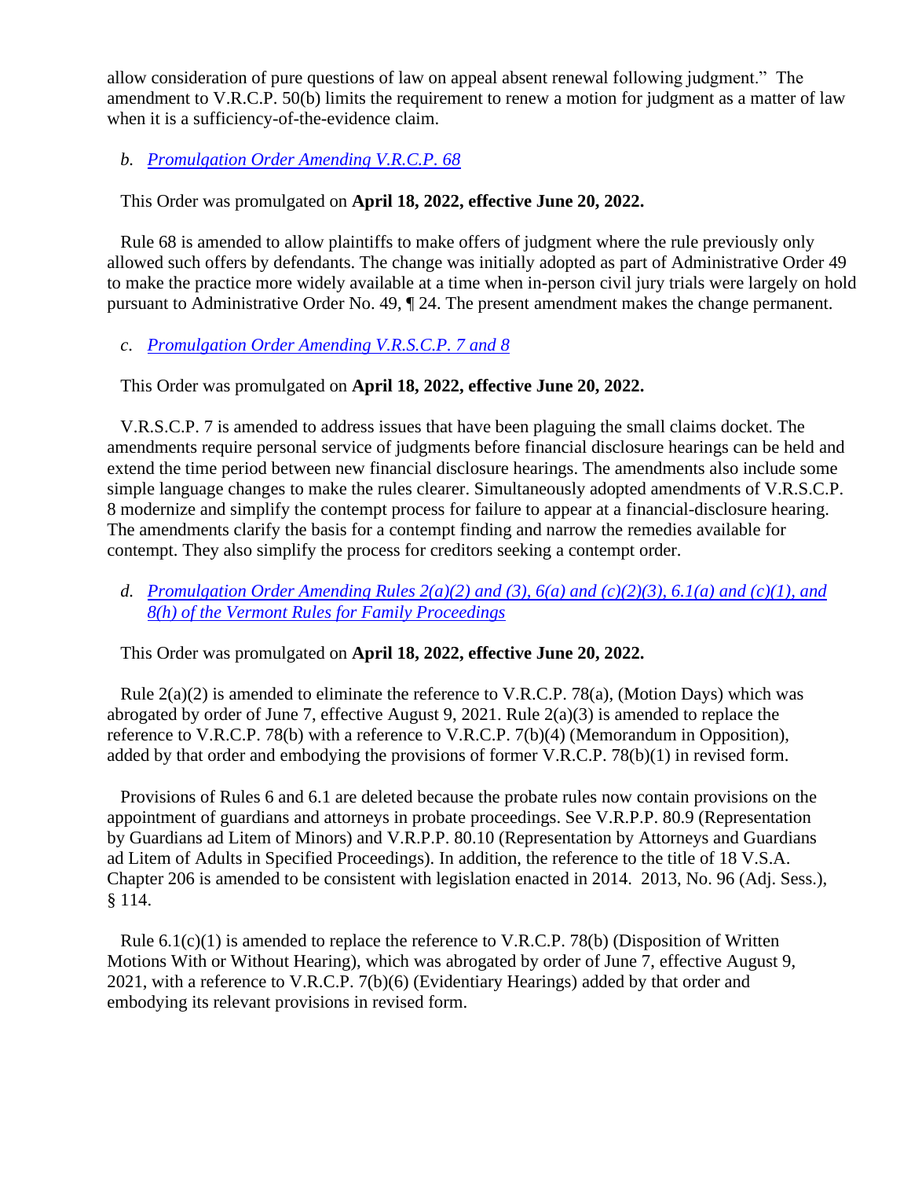allow consideration of pure questions of law on appeal absent renewal following judgment." The amendment to V.R.C.P. 50(b) limits the requirement to renew a motion for judgment as a matter of law when it is a sufficiency-of-the-evidence claim.

*b.* [*Promulgation Order Amending V.R.C.P. 68*]()

This Order was promulgated on **April 18, 2022, effective June 20, 2022.**

Rule 68 is amended to allow plaintiffs to make offers of judgment where the rule previously only allowed such offers by defendants. The change was initially adopted as part of Administrative Order 49 to make the practice more widely available at a time when in-person civil jury trials were largely on hold pursuant to Administrative Order No. 49, ¶ 24. The present amendment makes the change permanent.

*c.* [*Promulgation Order Amending V.R.S.C.P. 7 and 8*]()

This Order was promulgated on **April 18, 2022, effective June 20, 2022.**

V.R.S.C.P. 7 is amended to address issues that have been plaguing the small claims docket. The amendments require personal service of judgments before financial disclosure hearings can be held and extend the time period between new financial disclosure hearings. The amendments also include some simple language changes to make the rules clearer. Simultaneously adopted amendments of V.R.S.C.P. 8 modernize and simplify the contempt process for failure to appear at a financial-disclosure hearing. The amendments clarify the basis for a contempt finding and narrow the remedies available for contempt. They also simplify the process for creditors seeking a contempt order.

*d.* [*Promulgation Order Amending Rules 2(a)(2) and (3), 6(a) and (c)(2)(3), 6.1(a) and (c)(1), and 8(h) of the Vermont Rules for Family Proceedings*]()

This Order was promulgated on **April 18, 2022, effective June 20, 2022.**

Rule 2(a)(2) is amended to eliminate the reference to V.R.C.P. 78(a), (Motion Days) which was abrogated by order of June 7, effective August 9, 2021. Rule 2(a)(3) is amended to replace the reference to V.R.C.P. 78(b) with a reference to V.R.C.P. 7(b)(4) (Memorandum in Opposition), added by that order and embodying the provisions of former V.R.C.P. 78(b)(1) in revised form.

Provisions of Rules 6 and 6.1 are deleted because the probate rules now contain provisions on the appointment of guardians and attorneys in probate proceedings. See V.R.P.P. 80.9 (Representation by Guardians ad Litem of Minors) and V.R.P.P. 80.10 (Representation by Attorneys and Guardians ad Litem of Adults in Specified Proceedings). In addition, the reference to the title of 18 V.S.A. Chapter 206 is amended to be consistent with legislation enacted in 2014. 2013, No. 96 (Adj. Sess.), § 114.

Rule 6.1(c)(1) is amended to replace the reference to V.R.C.P. 78(b) (Disposition of Written Motions With or Without Hearing), which was abrogated by order of June 7, effective August 9, 2021, with a reference to V.R.C.P. 7(b)(6) (Evidentiary Hearings) added by that order and embodying its relevant provisions in revised form.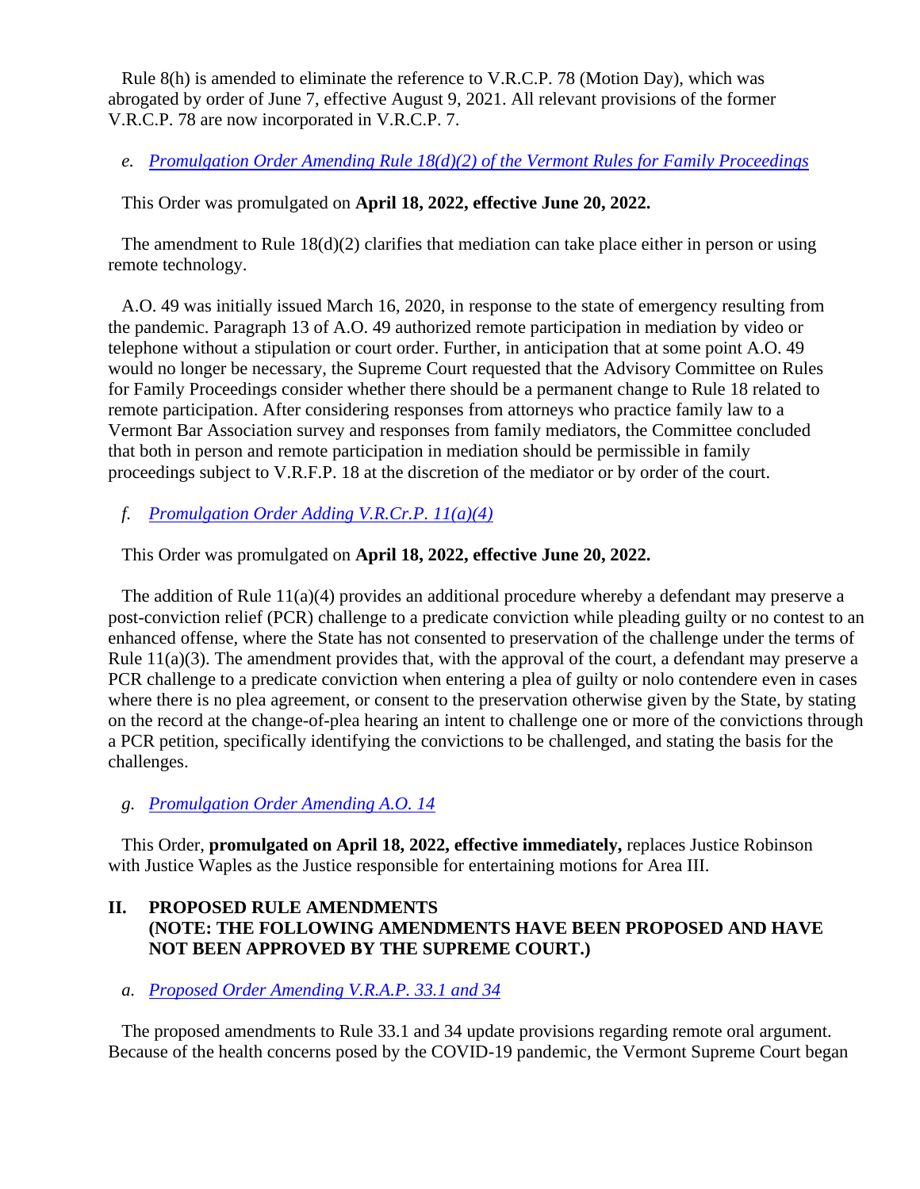Rule 8(h) is amended to eliminate the reference to V.R.C.P. 78 (Motion Day), which was abrogated by order of June 7, effective August 9, 2021. All relevant provisions of the former V.R.C.P. 78 are now incorporated in V.R.C.P. 7.

*e. [Promulgation Order Amending Rule 18(d)(2) of the Vermont Rules for Family Proceedings]()*

This Order was promulgated on **April 18, 2022, effective June 20, 2022.**

The amendment to Rule 18(d)(2) clarifies that mediation can take place either in person or using remote technology.

A.O. 49 was initially issued March 16, 2020, in response to the state of emergency resulting from the pandemic. Paragraph 13 of A.O. 49 authorized remote participation in mediation by video or telephone without a stipulation or court order. Further, in anticipation that at some point A.O. 49 would no longer be necessary, the Supreme Court requested that the Advisory Committee on Rules for Family Proceedings consider whether there should be a permanent change to Rule 18 related to remote participation. After considering responses from attorneys who practice family law to a Vermont Bar Association survey and responses from family mediators, the Committee concluded that both in person and remote participation in mediation should be permissible in family proceedings subject to V.R.F.P. 18 at the discretion of the mediator or by order of the court.

*f. [Promulgation Order Adding V.R.Cr.P. 11(a)(4)]()*

This Order was promulgated on **April 18, 2022, effective June 20, 2022.**

The addition of Rule 11(a)(4) provides an additional procedure whereby a defendant may preserve a post-conviction relief (PCR) challenge to a predicate conviction while pleading guilty or no contest to an enhanced offense, where the State has not consented to preservation of the challenge under the terms of Rule 11(a)(3). The amendment provides that, with the approval of the court, a defendant may preserve a PCR challenge to a predicate conviction when entering a plea of guilty or nolo contendere even in cases where there is no plea agreement, or consent to the preservation otherwise given by the State, by stating on the record at the change-of-plea hearing an intent to challenge one or more of the convictions through a PCR petition, specifically identifying the convictions to be challenged, and stating the basis for the challenges.

*g. [Promulgation Order Amending A.O. 14]()*

This Order, **promulgated on April 18, 2022, effective immediately,** replaces Justice Robinson with Justice Waples as the Justice responsible for entertaining motions for Area III.

## II. PROPOSED RULE AMENDMENTS (NOTE: THE FOLLOWING AMENDMENTS HAVE BEEN PROPOSED AND HAVE NOT BEEN APPROVED BY THE SUPREME COURT.)

*a. [Proposed Order Amending V.R.A.P. 33.1 and 34]()*

The proposed amendments to Rule 33.1 and 34 update provisions regarding remote oral argument. Because of the health concerns posed by the COVID-19 pandemic, the Vermont Supreme Court began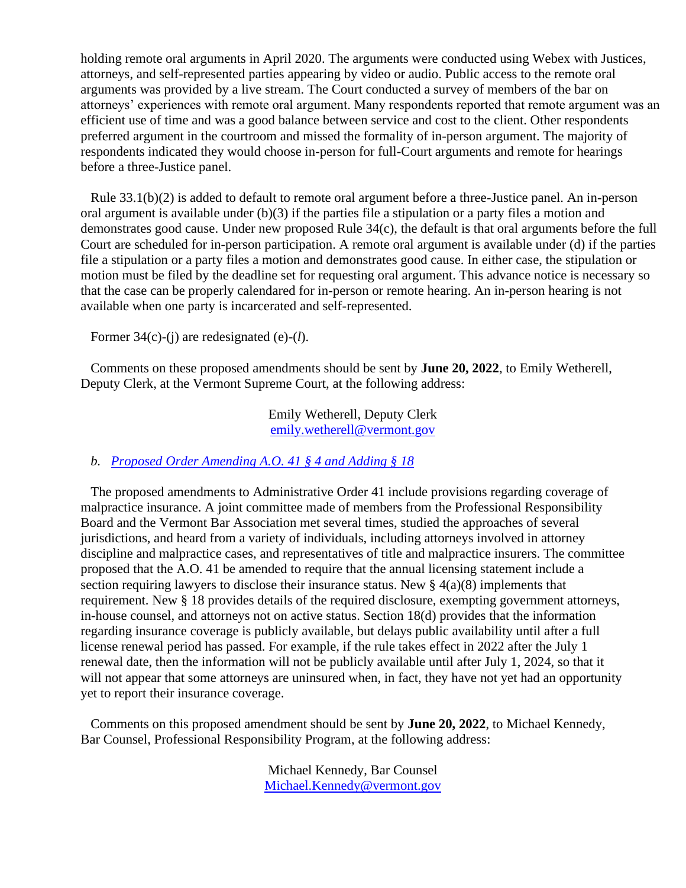holding remote oral arguments in April 2020. The arguments were conducted using Webex with Justices, attorneys, and self-represented parties appearing by video or audio. Public access to the remote oral arguments was provided by a live stream. The Court conducted a survey of members of the bar on attorneys' experiences with remote oral argument. Many respondents reported that remote argument was an efficient use of time and was a good balance between service and cost to the client. Other respondents preferred argument in the courtroom and missed the formality of in-person argument. The majority of respondents indicated they would choose in-person for full-Court arguments and remote for hearings before a three-Justice panel.

Rule 33.1(b)(2) is added to default to remote oral argument before a three-Justice panel. An in-person oral argument is available under (b)(3) if the parties file a stipulation or a party files a motion and demonstrates good cause. Under new proposed Rule 34(c), the default is that oral arguments before the full Court are scheduled for in-person participation. A remote oral argument is available under (d) if the parties file a stipulation or a party files a motion and demonstrates good cause. In either case, the stipulation or motion must be filed by the deadline set for requesting oral argument. This advance notice is necessary so that the case can be properly calendared for in-person or remote hearing. An in-person hearing is not available when one party is incarcerated and self-represented.

Former 34(c)-(j) are redesignated (e)-(*l*).

Comments on these proposed amendments should be sent by **June 20, 2022**, to Emily Wetherell, Deputy Clerk, at the Vermont Supreme Court, at the following address:

Emily Wetherell, Deputy Clerk
emily.wetherell@vermont.gov

*b. Proposed Order Amending A.O. 41 § 4 and Adding § 18*

The proposed amendments to Administrative Order 41 include provisions regarding coverage of malpractice insurance. A joint committee made of members from the Professional Responsibility Board and the Vermont Bar Association met several times, studied the approaches of several jurisdictions, and heard from a variety of individuals, including attorneys involved in attorney discipline and malpractice cases, and representatives of title and malpractice insurers. The committee proposed that the A.O. 41 be amended to require that the annual licensing statement include a section requiring lawyers to disclose their insurance status. New § 4(a)(8) implements that requirement. New § 18 provides details of the required disclosure, exempting government attorneys, in-house counsel, and attorneys not on active status. Section 18(d) provides that the information regarding insurance coverage is publicly available, but delays public availability until after a full license renewal period has passed. For example, if the rule takes effect in 2022 after the July 1 renewal date, then the information will not be publicly available until after July 1, 2024, so that it will not appear that some attorneys are uninsured when, in fact, they have not yet had an opportunity yet to report their insurance coverage.

Comments on this proposed amendment should be sent by **June 20, 2022**, to Michael Kennedy, Bar Counsel, Professional Responsibility Program, at the following address:

Michael Kennedy, Bar Counsel
Michael.Kennedy@vermont.gov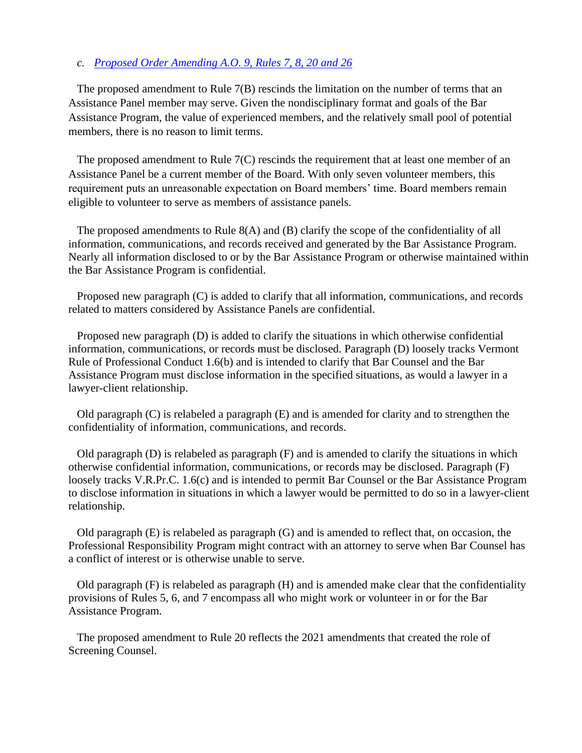*c. [Proposed Order Amending A.O. 9, Rules 7, 8, 20 and 26]()*

The proposed amendment to Rule 7(B) rescinds the limitation on the number of terms that an Assistance Panel member may serve. Given the nondisciplinary format and goals of the Bar Assistance Program, the value of experienced members, and the relatively small pool of potential members, there is no reason to limit terms.

The proposed amendment to Rule 7(C) rescinds the requirement that at least one member of an Assistance Panel be a current member of the Board. With only seven volunteer members, this requirement puts an unreasonable expectation on Board members' time. Board members remain eligible to volunteer to serve as members of assistance panels.

The proposed amendments to Rule 8(A) and (B) clarify the scope of the confidentiality of all information, communications, and records received and generated by the Bar Assistance Program. Nearly all information disclosed to or by the Bar Assistance Program or otherwise maintained within the Bar Assistance Program is confidential.

Proposed new paragraph (C) is added to clarify that all information, communications, and records related to matters considered by Assistance Panels are confidential.

Proposed new paragraph (D) is added to clarify the situations in which otherwise confidential information, communications, or records must be disclosed. Paragraph (D) loosely tracks Vermont Rule of Professional Conduct 1.6(b) and is intended to clarify that Bar Counsel and the Bar Assistance Program must disclose information in the specified situations, as would a lawyer in a lawyer-client relationship.

Old paragraph (C) is relabeled a paragraph (E) and is amended for clarity and to strengthen the confidentiality of information, communications, and records.

Old paragraph (D) is relabeled as paragraph (F) and is amended to clarify the situations in which otherwise confidential information, communications, or records may be disclosed. Paragraph (F) loosely tracks V.R.Pr.C. 1.6(c) and is intended to permit Bar Counsel or the Bar Assistance Program to disclose information in situations in which a lawyer would be permitted to do so in a lawyer-client relationship.

Old paragraph (E) is relabeled as paragraph (G) and is amended to reflect that, on occasion, the Professional Responsibility Program might contract with an attorney to serve when Bar Counsel has a conflict of interest or is otherwise unable to serve.

Old paragraph (F) is relabeled as paragraph (H) and is amended make clear that the confidentiality provisions of Rules 5, 6, and 7 encompass all who might work or volunteer in or for the Bar Assistance Program.

The proposed amendment to Rule 20 reflects the 2021 amendments that created the role of Screening Counsel.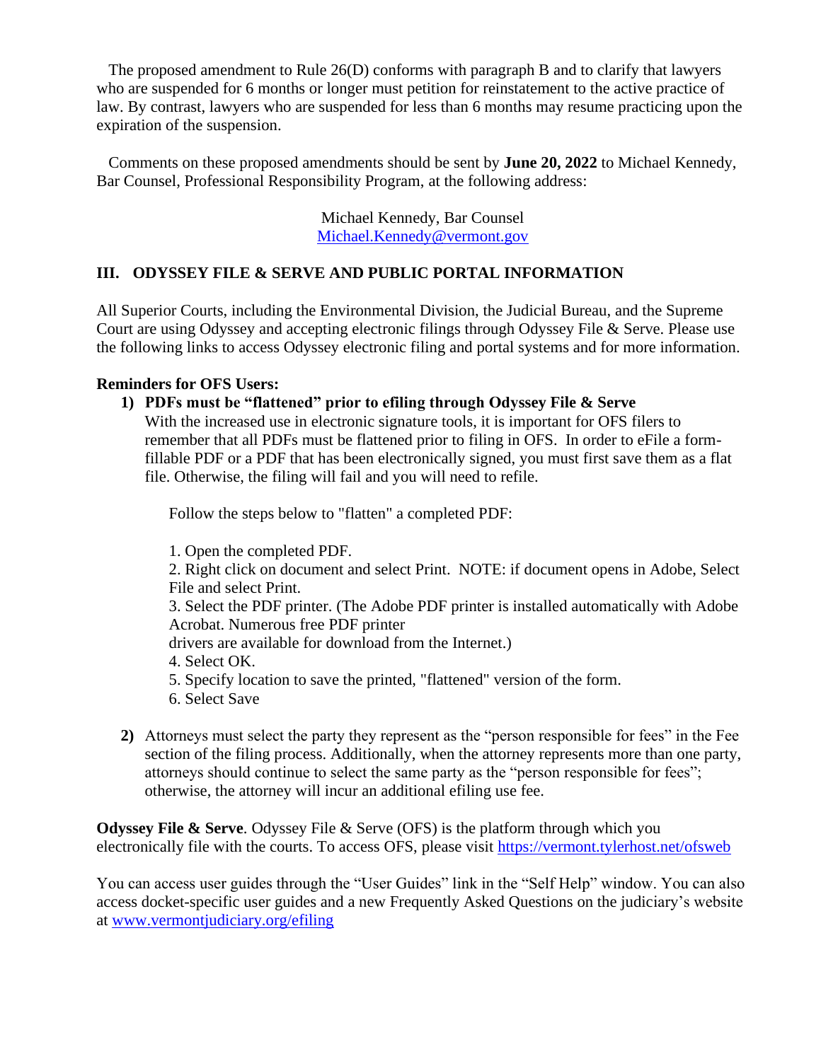The proposed amendment to Rule 26(D) conforms with paragraph B and to clarify that lawyers who are suspended for 6 months or longer must petition for reinstatement to the active practice of law. By contrast, lawyers who are suspended for less than 6 months may resume practicing upon the expiration of the suspension.

Comments on these proposed amendments should be sent by **June 20, 2022** to Michael Kennedy, Bar Counsel, Professional Responsibility Program, at the following address:

Michael Kennedy, Bar Counsel
[Michael.Kennedy@vermont.gov](mailto:Michael.Kennedy@vermont.gov)

## III. ODYSSEY FILE & SERVE AND PUBLIC PORTAL INFORMATION

All Superior Courts, including the Environmental Division, the Judicial Bureau, and the Supreme Court are using Odyssey and accepting electronic filings through Odyssey File & Serve. Please use the following links to access Odyssey electronic filing and portal systems and for more information.

**Reminders for OFS Users:**

1) **PDFs must be "flattened" prior to efiling through Odyssey File & Serve**
   With the increased use in electronic signature tools, it is important for OFS filers to remember that all PDFs must be flattened prior to filing in OFS. In order to eFile a form-fillable PDF or a PDF that has been electronically signed, you must first save them as a flat file. Otherwise, the filing will fail and you will need to refile.

   Follow the steps below to "flatten" a completed PDF:

   1. Open the completed PDF.
   2. Right click on document and select Print. NOTE: if document opens in Adobe, Select File and select Print.
   3. Select the PDF printer. (The Adobe PDF printer is installed automatically with Adobe Acrobat. Numerous free PDF printer drivers are available for download from the Internet.)
   4. Select OK.
   5. Specify location to save the printed, "flattened" version of the form.
   6. Select Save

2) Attorneys must select the party they represent as the "person responsible for fees" in the Fee section of the filing process. Additionally, when the attorney represents more than one party, attorneys should continue to select the same party as the "person responsible for fees"; otherwise, the attorney will incur an additional efiling use fee.

**Odyssey File & Serve**. Odyssey File & Serve (OFS) is the platform through which you electronically file with the courts. To access OFS, please visit [https://vermont.tylerhost.net/ofsweb](https://vermont.tylerhost.net/ofsweb)

You can access user guides through the "User Guides" link in the "Self Help" window. You can also access docket-specific user guides and a new Frequently Asked Questions on the judiciary's website at [www.vermontjudiciary.org/efiling](http://www.vermontjudiciary.org/efiling)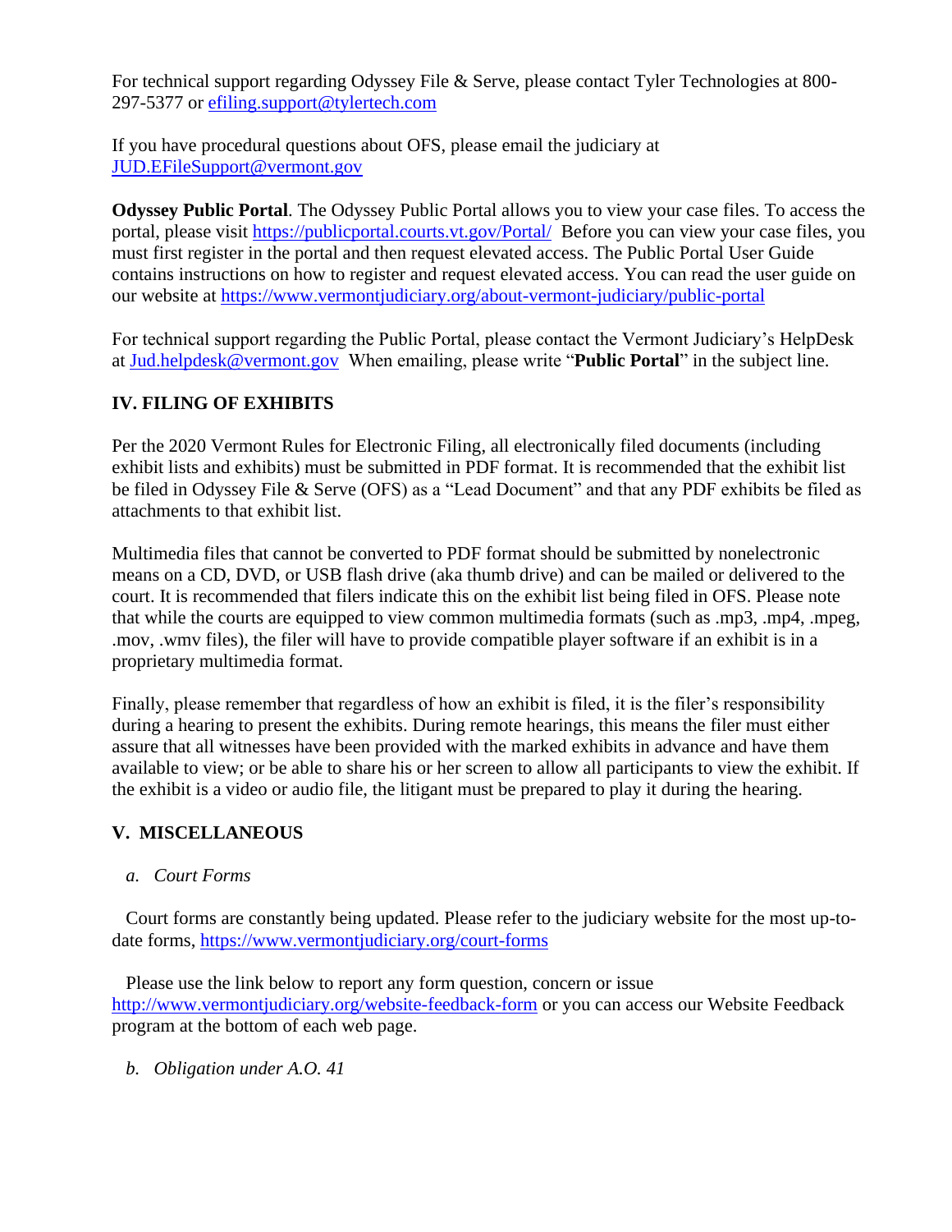For technical support regarding Odyssey File & Serve, please contact Tyler Technologies at 800-297-5377 or [efiling.support@tylertech.com](mailto:efiling.support@tylertech.com)

If you have procedural questions about OFS, please email the judiciary at [JUD.EFileSupport@vermont.gov](mailto:JUD.EFileSupport@vermont.gov)

**Odyssey Public Portal**. The Odyssey Public Portal allows you to view your case files. To access the portal, please visit https://publicportal.courts.vt.gov/Portal/ Before you can view your case files, you must first register in the portal and then request elevated access. The Public Portal User Guide contains instructions on how to register and request elevated access. You can read the user guide on our website at https://www.vermontjudiciary.org/about-vermont-judiciary/public-portal

For technical support regarding the Public Portal, please contact the Vermont Judiciary's HelpDesk at [Jud.helpdesk@vermont.gov](mailto:Jud.helpdesk@vermont.gov) When emailing, please write "**Public Portal**" in the subject line.

## IV. FILING OF EXHIBITS

Per the 2020 Vermont Rules for Electronic Filing, all electronically filed documents (including exhibit lists and exhibits) must be submitted in PDF format. It is recommended that the exhibit list be filed in Odyssey File & Serve (OFS) as a "Lead Document" and that any PDF exhibits be filed as attachments to that exhibit list.

Multimedia files that cannot be converted to PDF format should be submitted by nonelectronic means on a CD, DVD, or USB flash drive (aka thumb drive) and can be mailed or delivered to the court. It is recommended that filers indicate this on the exhibit list being filed in OFS. Please note that while the courts are equipped to view common multimedia formats (such as .mp3, .mp4, .mpeg, .mov, .wmv files), the filer will have to provide compatible player software if an exhibit is in a proprietary multimedia format.

Finally, please remember that regardless of how an exhibit is filed, it is the filer's responsibility during a hearing to present the exhibits. During remote hearings, this means the filer must either assure that all witnesses have been provided with the marked exhibits in advance and have them available to view; or be able to share his or her screen to allow all participants to view the exhibit. If the exhibit is a video or audio file, the litigant must be prepared to play it during the hearing.

## V. MISCELLANEOUS

### *a. Court Forms*

Court forms are constantly being updated. Please refer to the judiciary website for the most up-to-date forms, https://www.vermontjudiciary.org/court-forms

Please use the link below to report any form question, concern or issue http://www.vermontjudiciary.org/website-feedback-form or you can access our Website Feedback program at the bottom of each web page.

### *b. Obligation under A.O. 41*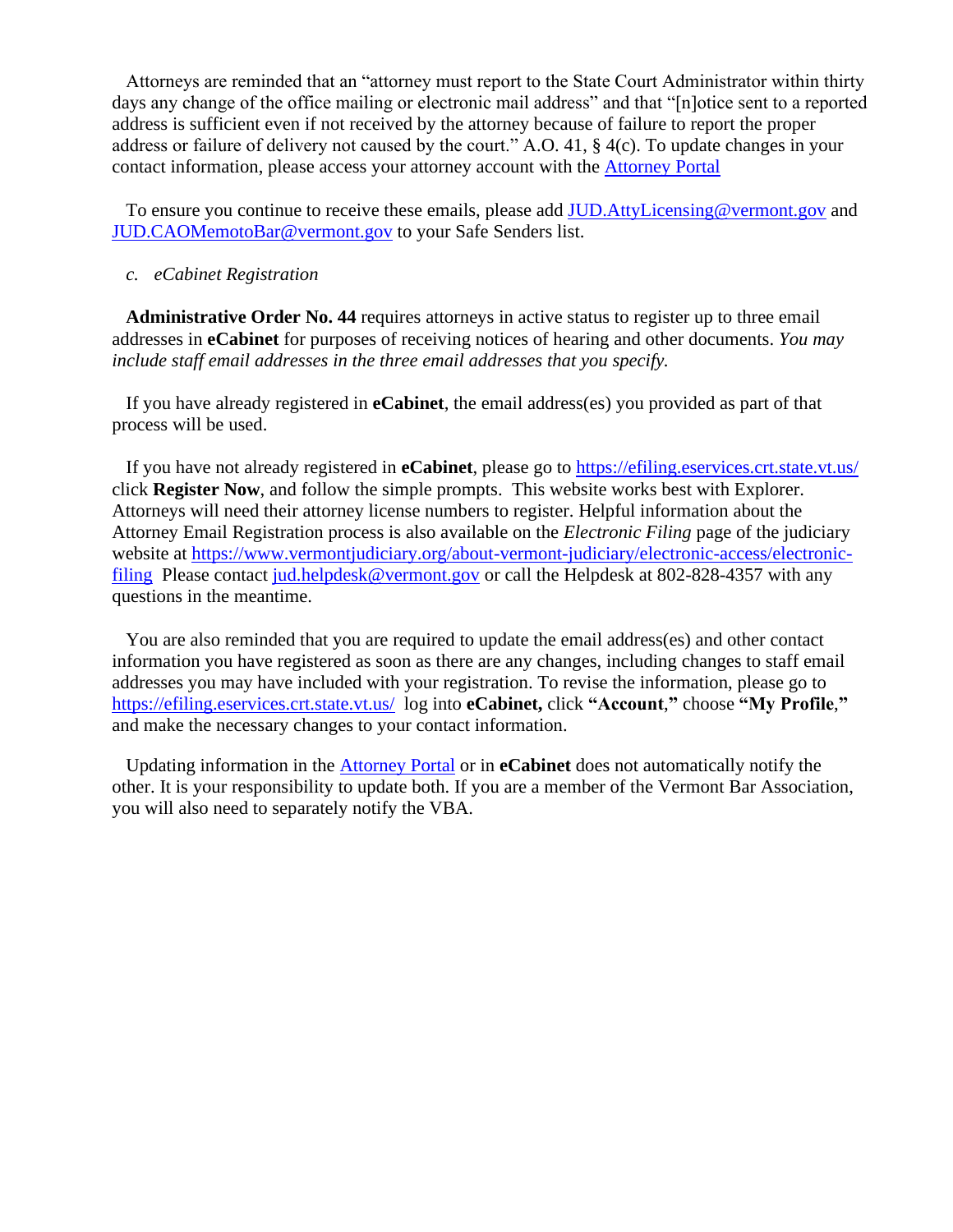Attorneys are reminded that an "attorney must report to the State Court Administrator within thirty days any change of the office mailing or electronic mail address" and that "[n]otice sent to a reported address is sufficient even if not received by the attorney because of failure to report the proper address or failure of delivery not caused by the court." A.O. 41, § 4(c). To update changes in your contact information, please access your attorney account with the Attorney Portal

To ensure you continue to receive these emails, please add JUD.AttyLicensing@vermont.gov and JUD.CAOMemotoBar@vermont.gov to your Safe Senders list.

*c. eCabinet Registration*

**Administrative Order No. 44** requires attorneys in active status to register up to three email addresses in **eCabinet** for purposes of receiving notices of hearing and other documents. *You may include staff email addresses in the three email addresses that you specify.*

If you have already registered in **eCabinet**, the email address(es) you provided as part of that process will be used.

If you have not already registered in **eCabinet**, please go to https://efiling.eservices.crt.state.vt.us/ click **Register Now**, and follow the simple prompts. This website works best with Explorer. Attorneys will need their attorney license numbers to register. Helpful information about the Attorney Email Registration process is also available on the *Electronic Filing* page of the judiciary website at https://www.vermontjudiciary.org/about-vermont-judiciary/electronic-access/electronic-filing Please contact jud.helpdesk@vermont.gov or call the Helpdesk at 802-828-4357 with any questions in the meantime.

You are also reminded that you are required to update the email address(es) and other contact information you have registered as soon as there are any changes, including changes to staff email addresses you may have included with your registration. To revise the information, please go to https://efiling.eservices.crt.state.vt.us/ log into **eCabinet,** click **"Account,"** choose **"My Profile,"** and make the necessary changes to your contact information.

Updating information in the Attorney Portal or in **eCabinet** does not automatically notify the other. It is your responsibility to update both. If you are a member of the Vermont Bar Association, you will also need to separately notify the VBA.